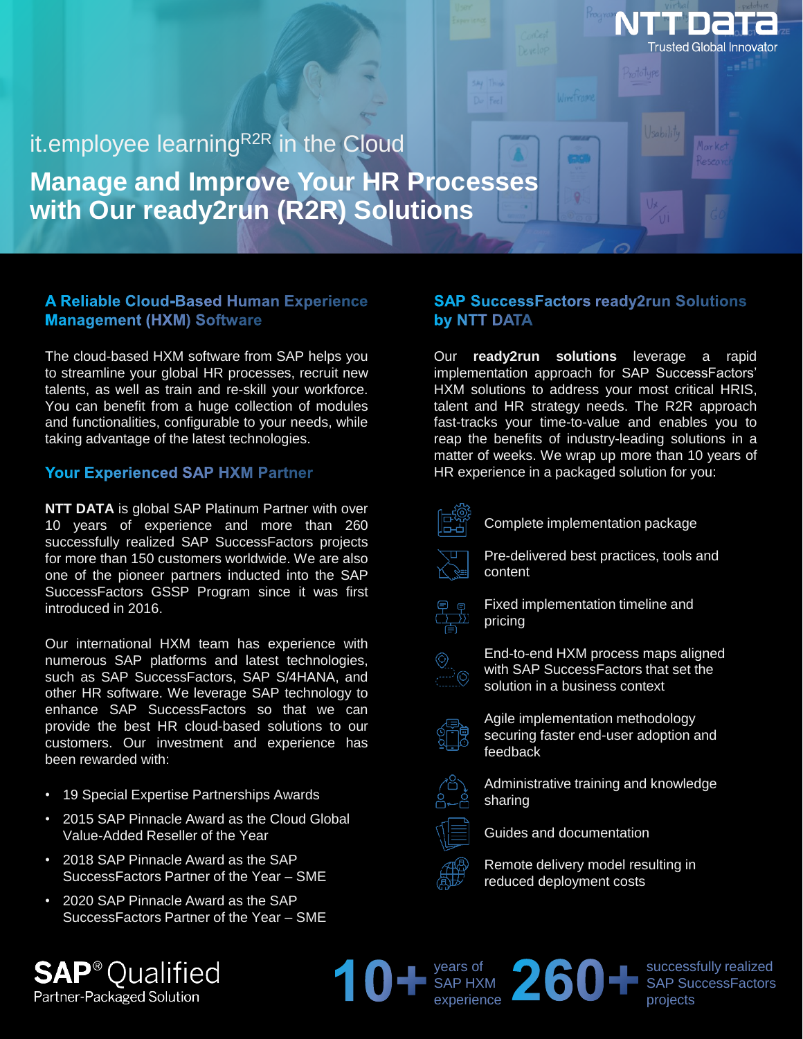it.employee learning[R2R] in the Cloud

# Manage and Improve Your HR Processes with Our ready2run (R2R) Solutions

## A Reliable Cloud-Based Human Experience Management (HXM) Software

The cloud-based HXM software from SAP helps you to streamline your global HR processes, recruit new talents, as well as train and re-skill your workforce. You can benefit from a huge collection of modules and functionalities, configurable to your needs, while taking advantage of the latest technologies.

## Your Experienced SAP HXM Partner

**NTT DATA** is global SAP Platinum Partner with over 10 years of experience and more than 260 successfully realized SAP SuccessFactors projects for more than 150 customers worldwide. We are also one of the pioneer partners inducted into the SAP SuccessFactors GSSP Program since it was first introduced in 2016.

Our international HXM team has experience with numerous SAP platforms and latest technologies, such as SAP SuccessFactors, SAP S/4HANA, and other HR software. We leverage SAP technology to enhance SAP SuccessFactors so that we can provide the best HR cloud-based solutions to our customers. Our investment and experience has been rewarded with:

- 19 Special Expertise Partnerships Awards
- 2015 SAP Pinnacle Award as the Cloud Global Value-Added Reseller of the Year
- 2018 SAP Pinnacle Award as the SAP SuccessFactors Partner of the Year – SME
- 2020 SAP Pinnacle Award as the SAP SuccessFactors Partner of the Year – SME

## SAP SuccessFactors ready2run Solutions by NTT DATA

Our **ready2run solutions** leverage a rapid implementation approach for SAP SuccessFactors' HXM solutions to address your most critical HRIS, talent and HR strategy needs. The R2R approach fast-tracks your time-to-value and enables you to reap the benefits of industry-leading solutions in a matter of weeks. We wrap up more than 10 years of HR experience in a packaged solution for you:

- Complete implementation package
- Pre-delivered best practices, tools and content
- Fixed implementation timeline and pricing
- End-to-end HXM process maps aligned with SAP SuccessFactors that set the solution in a business context
- Agile implementation methodology securing faster end-user adoption and feedback
- Administrative training and knowledge sharing
- Guides and documentation
- Remote delivery model resulting in reduced deployment costs

SAP® Qualified Partner-Packaged Solution

**10+** years of SAP HXM experience **260+** successfully realized SAP SuccessFactors projects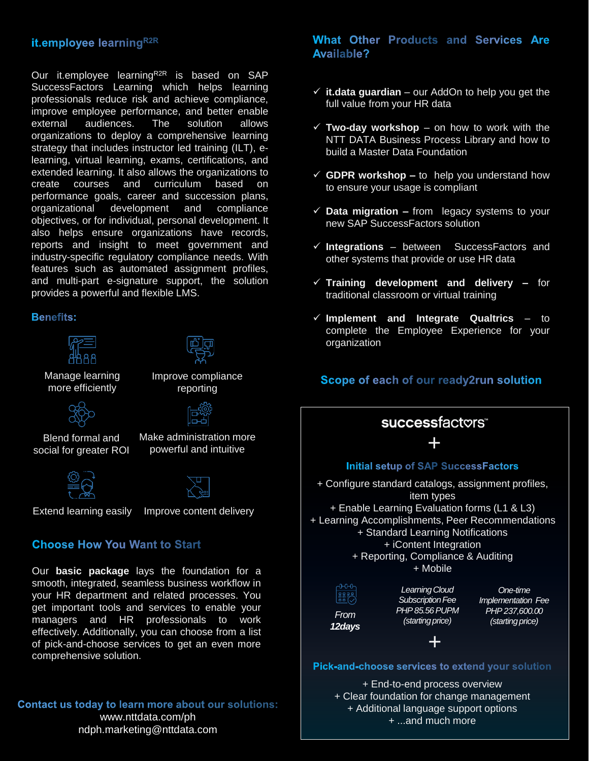## it.employee learning[R2R]

Our it.employee learning[R2R] is based on SAP SuccessFactors Learning which helps learning professionals reduce risk and achieve compliance, improve employee performance, and better enable external audiences. The solution allows organizations to deploy a comprehensive learning strategy that includes instructor led training (ILT), e-learning, virtual learning, exams, certifications, and extended learning. It also allows the organizations to create courses and curriculum based on performance goals, career and succession plans, organizational development and compliance objectives, or for individual, personal development. It also helps ensure organizations have records, reports and insight to meet government and industry-specific regulatory compliance needs. With features such as automated assignment profiles, and multi-part e-signature support, the solution provides a powerful and flexible LMS.

### Benefits:

- Manage learning more efficiently
- Improve compliance reporting
- Blend formal and social for greater ROI
- Make administration more powerful and intuitive
- Extend learning easily
- Improve content delivery

### Choose How You Want to Start

Our **basic package** lays the foundation for a smooth, integrated, seamless business workflow in your HR department and related processes. You get important tools and services to enable your managers and HR professionals to work effectively. Additionally, you can choose from a list of pick-and-choose services to get an even more comprehensive solution.

**Contact us today to learn more about our solutions:**
www.nttdata.com/ph
ndph.marketing@nttdata.com

## What Other Products and Services Are Available?

- ✓ **it.data guardian** – our AddOn to help you get the full value from your HR data
- ✓ **Two-day workshop** – on how to work with the NTT DATA Business Process Library and how to build a Master Data Foundation
- ✓ **GDPR workshop** – to help you understand how to ensure your usage is compliant
- ✓ **Data migration** – from legacy systems to your new SAP SuccessFactors solution
- ✓ **Integrations** – between SuccessFactors and other systems that provide or use HR data
- ✓ **Training development and delivery** – for traditional classroom or virtual training
- ✓ **Implement and Integrate Qualtrics** – to complete the Employee Experience for your organization

### Scope of each of our ready2run solution

successfactors™

+

**Initial setup of SAP SuccessFactors**

+ Configure standard catalogs, assignment profiles, item types
+ Enable Learning Evaluation forms (L1 & L3)
+ Learning Accomplishments, Peer Recommendations
+ Standard Learning Notifications
+ iContent Integration
+ Reporting, Compliance & Auditing
+ Mobile

*From* ***12days***

*Learning Cloud Subscription Fee PHP 85.56 PUPM (starting price)*

*One-time Implementation Fee PHP 237,600.00 (starting price)*

+

**Pick-and-choose services to extend your solution**

+ End-to-end process overview
+ Clear foundation for change management
+ Additional language support options
+ ...and much more